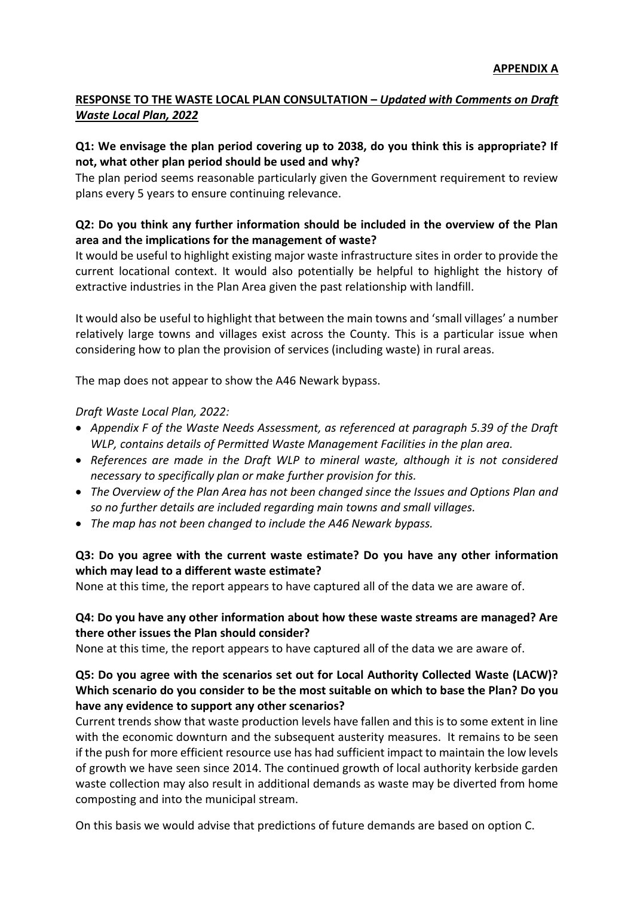**APPENDIX A**

## RESPONSE TO THE WASTE LOCAL PLAN CONSULTATION – *Updated with Comments on Draft Waste Local Plan, 2022*

**Q1: We envisage the plan period covering up to 2038, do you think this is appropriate? If not, what other plan period should be used and why?**

The plan period seems reasonable particularly given the Government requirement to review plans every 5 years to ensure continuing relevance.

**Q2: Do you think any further information should be included in the overview of the Plan area and the implications for the management of waste?**

It would be useful to highlight existing major waste infrastructure sites in order to provide the current locational context. It would also potentially be helpful to highlight the history of extractive industries in the Plan Area given the past relationship with landfill.

It would also be useful to highlight that between the main towns and 'small villages' a number relatively large towns and villages exist across the County. This is a particular issue when considering how to plan the provision of services (including waste) in rural areas.

The map does not appear to show the A46 Newark bypass.

*Draft Waste Local Plan, 2022:*

- *Appendix F of the Waste Needs Assessment, as referenced at paragraph 5.39 of the Draft WLP, contains details of Permitted Waste Management Facilities in the plan area.*
- *References are made in the Draft WLP to mineral waste, although it is not considered necessary to specifically plan or make further provision for this.*
- *The Overview of the Plan Area has not been changed since the Issues and Options Plan and so no further details are included regarding main towns and small villages.*
- *The map has not been changed to include the A46 Newark bypass.*

**Q3: Do you agree with the current waste estimate? Do you have any other information which may lead to a different waste estimate?**

None at this time, the report appears to have captured all of the data we are aware of.

**Q4: Do you have any other information about how these waste streams are managed? Are there other issues the Plan should consider?**

None at this time, the report appears to have captured all of the data we are aware of.

**Q5: Do you agree with the scenarios set out for Local Authority Collected Waste (LACW)? Which scenario do you consider to be the most suitable on which to base the Plan? Do you have any evidence to support any other scenarios?**

Current trends show that waste production levels have fallen and this is to some extent in line with the economic downturn and the subsequent austerity measures. It remains to be seen if the push for more efficient resource use has had sufficient impact to maintain the low levels of growth we have seen since 2014. The continued growth of local authority kerbside garden waste collection may also result in additional demands as waste may be diverted from home composting and into the municipal stream.

On this basis we would advise that predictions of future demands are based on option C.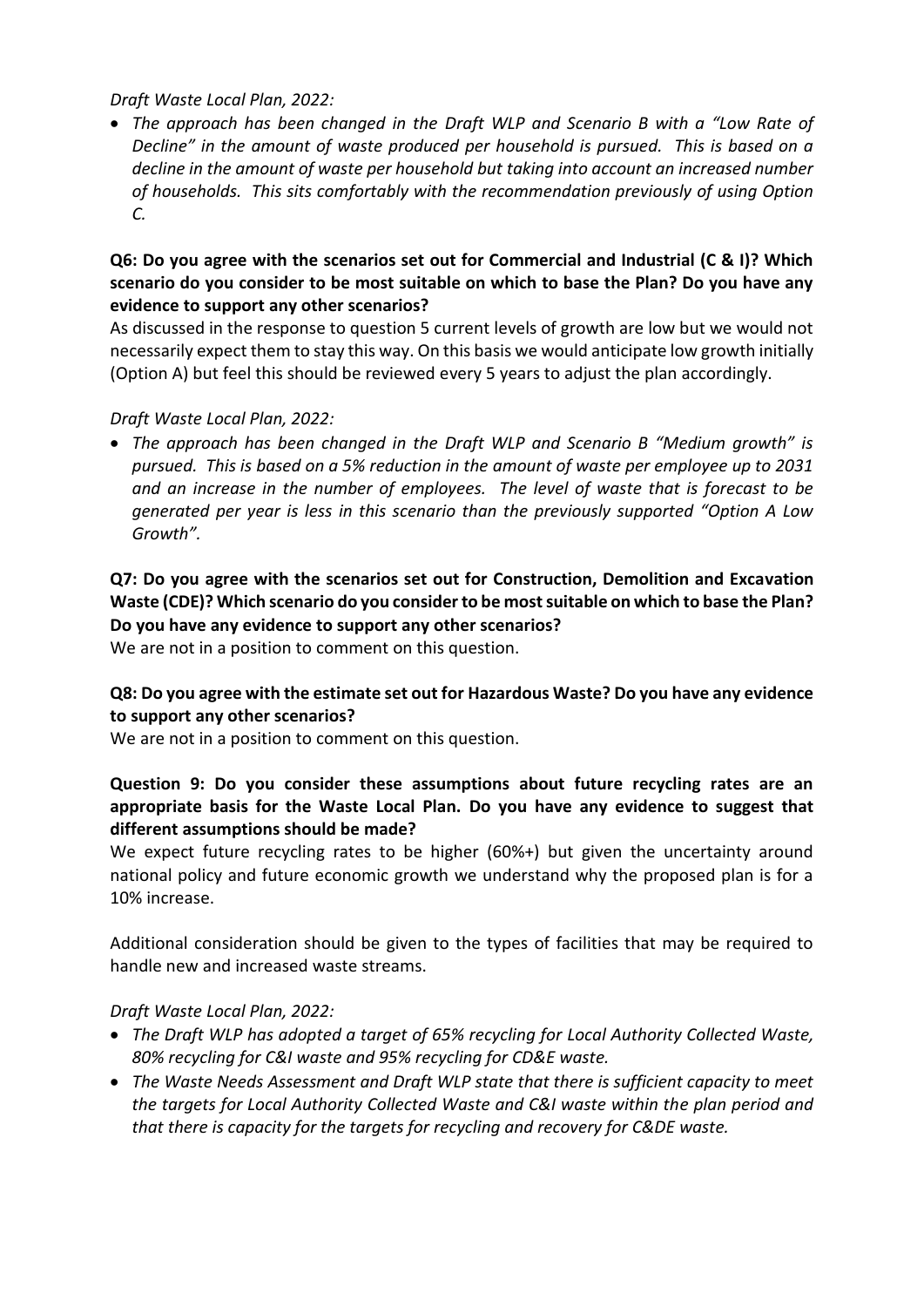*Draft Waste Local Plan, 2022:*

- *The approach has been changed in the Draft WLP and Scenario B with a "Low Rate of Decline" in the amount of waste produced per household is pursued. This is based on a decline in the amount of waste per household but taking into account an increased number of households. This sits comfortably with the recommendation previously of using Option C.*

**Q6: Do you agree with the scenarios set out for Commercial and Industrial (C & I)? Which scenario do you consider to be most suitable on which to base the Plan? Do you have any evidence to support any other scenarios?**

As discussed in the response to question 5 current levels of growth are low but we would not necessarily expect them to stay this way. On this basis we would anticipate low growth initially (Option A) but feel this should be reviewed every 5 years to adjust the plan accordingly.

*Draft Waste Local Plan, 2022:*

- *The approach has been changed in the Draft WLP and Scenario B "Medium growth" is pursued. This is based on a 5% reduction in the amount of waste per employee up to 2031 and an increase in the number of employees. The level of waste that is forecast to be generated per year is less in this scenario than the previously supported "Option A Low Growth".*

**Q7: Do you agree with the scenarios set out for Construction, Demolition and Excavation Waste (CDE)? Which scenario do you consider to be most suitable on which to base the Plan? Do you have any evidence to support any other scenarios?**

We are not in a position to comment on this question.

**Q8: Do you agree with the estimate set out for Hazardous Waste? Do you have any evidence to support any other scenarios?**

We are not in a position to comment on this question.

**Question 9: Do you consider these assumptions about future recycling rates are an appropriate basis for the Waste Local Plan. Do you have any evidence to suggest that different assumptions should be made?**

We expect future recycling rates to be higher (60%+) but given the uncertainty around national policy and future economic growth we understand why the proposed plan is for a 10% increase.

Additional consideration should be given to the types of facilities that may be required to handle new and increased waste streams.

*Draft Waste Local Plan, 2022:*

- *The Draft WLP has adopted a target of 65% recycling for Local Authority Collected Waste, 80% recycling for C&I waste and 95% recycling for CD&E waste.*
- *The Waste Needs Assessment and Draft WLP state that there is sufficient capacity to meet the targets for Local Authority Collected Waste and C&I waste within the plan period and that there is capacity for the targets for recycling and recovery for C&DE waste.*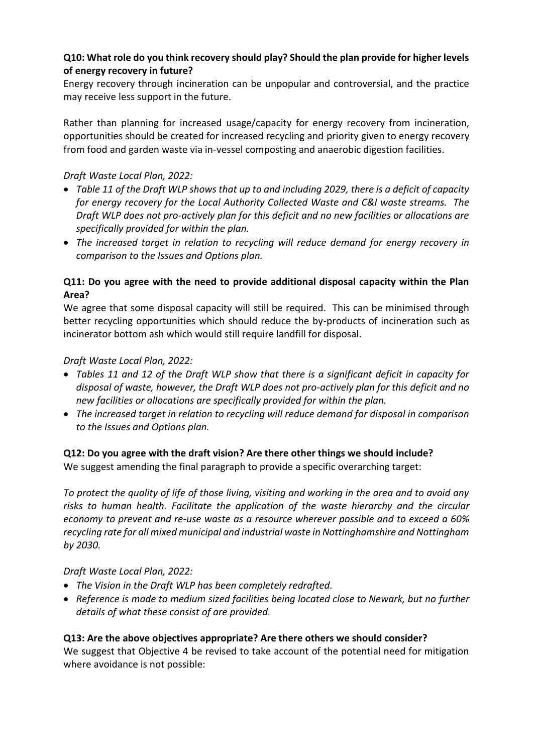**Q10: What role do you think recovery should play? Should the plan provide for higher levels of energy recovery in future?**

Energy recovery through incineration can be unpopular and controversial, and the practice may receive less support in the future.

Rather than planning for increased usage/capacity for energy recovery from incineration, opportunities should be created for increased recycling and priority given to energy recovery from food and garden waste via in-vessel composting and anaerobic digestion facilities.

*Draft Waste Local Plan, 2022:*

- *Table 11 of the Draft WLP shows that up to and including 2029, there is a deficit of capacity for energy recovery for the Local Authority Collected Waste and C&I waste streams. The Draft WLP does not pro-actively plan for this deficit and no new facilities or allocations are specifically provided for within the plan.*
- *The increased target in relation to recycling will reduce demand for energy recovery in comparison to the Issues and Options plan.*

**Q11: Do you agree with the need to provide additional disposal capacity within the Plan Area?**

We agree that some disposal capacity will still be required. This can be minimised through better recycling opportunities which should reduce the by-products of incineration such as incinerator bottom ash which would still require landfill for disposal.

*Draft Waste Local Plan, 2022:*

- *Tables 11 and 12 of the Draft WLP show that there is a significant deficit in capacity for disposal of waste, however, the Draft WLP does not pro-actively plan for this deficit and no new facilities or allocations are specifically provided for within the plan.*
- *The increased target in relation to recycling will reduce demand for disposal in comparison to the Issues and Options plan.*

**Q12: Do you agree with the draft vision? Are there other things we should include?**

We suggest amending the final paragraph to provide a specific overarching target:

*To protect the quality of life of those living, visiting and working in the area and to avoid any risks to human health. Facilitate the application of the waste hierarchy and the circular economy to prevent and re-use waste as a resource wherever possible and to exceed a 60% recycling rate for all mixed municipal and industrial waste in Nottinghamshire and Nottingham by 2030.*

*Draft Waste Local Plan, 2022:*

- *The Vision in the Draft WLP has been completely redrafted.*
- *Reference is made to medium sized facilities being located close to Newark, but no further details of what these consist of are provided.*

**Q13: Are the above objectives appropriate? Are there others we should consider?**

We suggest that Objective 4 be revised to take account of the potential need for mitigation where avoidance is not possible: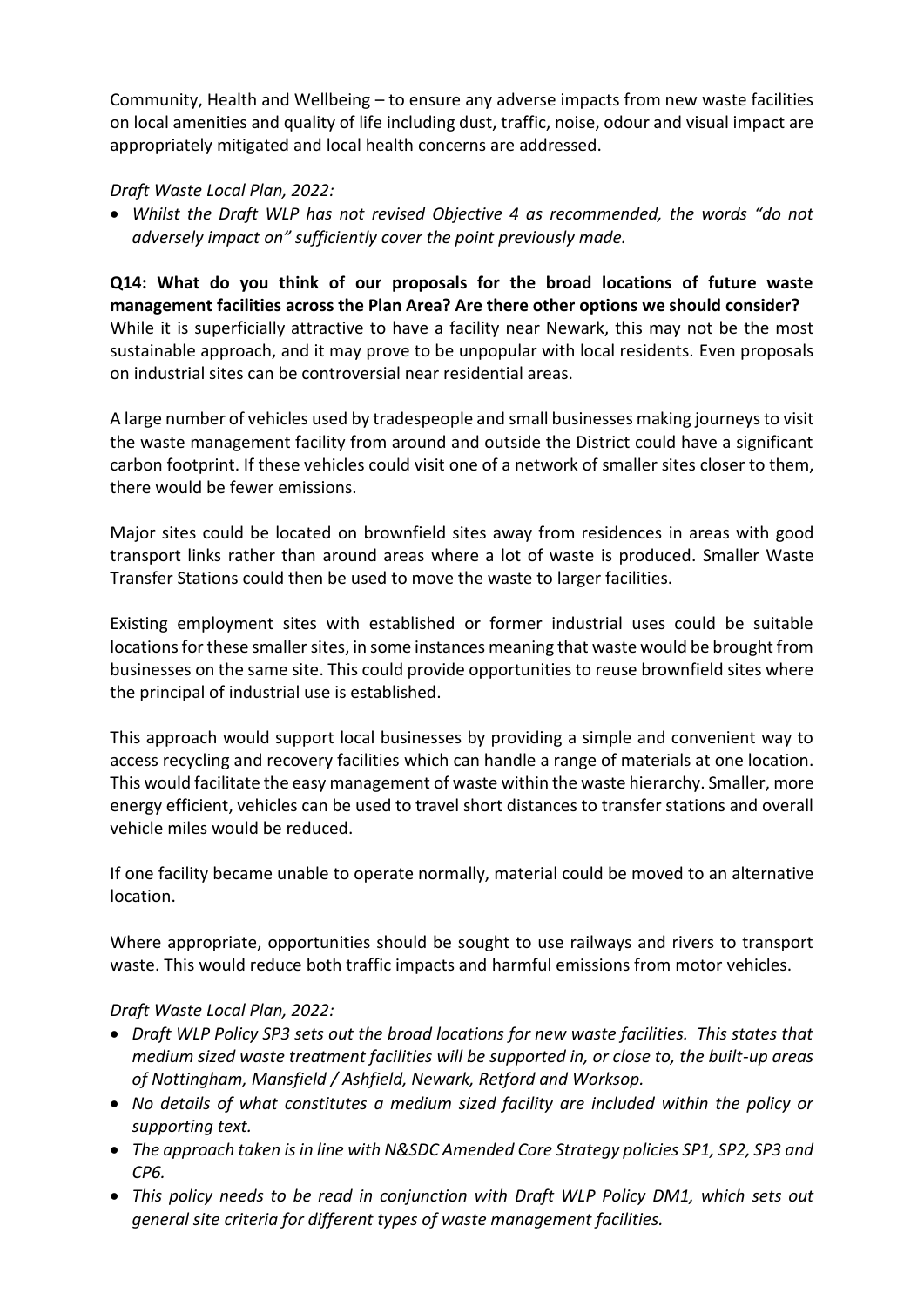Community, Health and Wellbeing – to ensure any adverse impacts from new waste facilities on local amenities and quality of life including dust, traffic, noise, odour and visual impact are appropriately mitigated and local health concerns are addressed.

*Draft Waste Local Plan, 2022:*

- *Whilst the Draft WLP has not revised Objective 4 as recommended, the words "do not adversely impact on" sufficiently cover the point previously made.*

**Q14: What do you think of our proposals for the broad locations of future waste management facilities across the Plan Area? Are there other options we should consider?**
While it is superficially attractive to have a facility near Newark, this may not be the most sustainable approach, and it may prove to be unpopular with local residents. Even proposals on industrial sites can be controversial near residential areas.

A large number of vehicles used by tradespeople and small businesses making journeys to visit the waste management facility from around and outside the District could have a significant carbon footprint. If these vehicles could visit one of a network of smaller sites closer to them, there would be fewer emissions.

Major sites could be located on brownfield sites away from residences in areas with good transport links rather than around areas where a lot of waste is produced. Smaller Waste Transfer Stations could then be used to move the waste to larger facilities.

Existing employment sites with established or former industrial uses could be suitable locations for these smaller sites, in some instances meaning that waste would be brought from businesses on the same site. This could provide opportunities to reuse brownfield sites where the principal of industrial use is established.

This approach would support local businesses by providing a simple and convenient way to access recycling and recovery facilities which can handle a range of materials at one location. This would facilitate the easy management of waste within the waste hierarchy. Smaller, more energy efficient, vehicles can be used to travel short distances to transfer stations and overall vehicle miles would be reduced.

If one facility became unable to operate normally, material could be moved to an alternative location.

Where appropriate, opportunities should be sought to use railways and rivers to transport waste. This would reduce both traffic impacts and harmful emissions from motor vehicles.

*Draft Waste Local Plan, 2022:*

- *Draft WLP Policy SP3 sets out the broad locations for new waste facilities. This states that medium sized waste treatment facilities will be supported in, or close to, the built-up areas of Nottingham, Mansfield / Ashfield, Newark, Retford and Worksop.*
- *No details of what constitutes a medium sized facility are included within the policy or supporting text.*
- *The approach taken is in line with N&SDC Amended Core Strategy policies SP1, SP2, SP3 and CP6.*
- *This policy needs to be read in conjunction with Draft WLP Policy DM1, which sets out general site criteria for different types of waste management facilities.*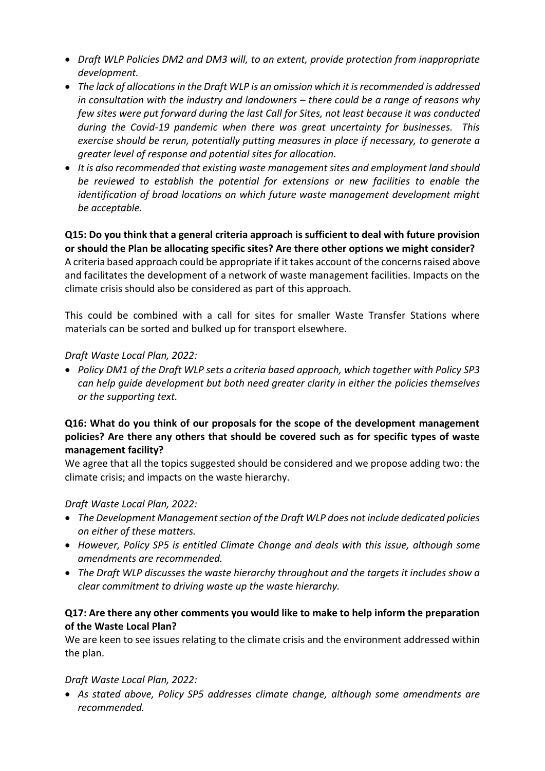- *Draft WLP Policies DM2 and DM3 will, to an extent, provide protection from inappropriate development.*
- *The lack of allocations in the Draft WLP is an omission which it is recommended is addressed in consultation with the industry and landowners – there could be a range of reasons why few sites were put forward during the last Call for Sites, not least because it was conducted during the Covid-19 pandemic when there was great uncertainty for businesses. This exercise should be rerun, potentially putting measures in place if necessary, to generate a greater level of response and potential sites for allocation.*
- *It is also recommended that existing waste management sites and employment land should be reviewed to establish the potential for extensions or new facilities to enable the identification of broad locations on which future waste management development might be acceptable.*

**Q15: Do you think that a general criteria approach is sufficient to deal with future provision or should the Plan be allocating specific sites? Are there other options we might consider?**
A criteria based approach could be appropriate if it takes account of the concerns raised above and facilitates the development of a network of waste management facilities. Impacts on the climate crisis should also be considered as part of this approach.

This could be combined with a call for sites for smaller Waste Transfer Stations where materials can be sorted and bulked up for transport elsewhere.

*Draft Waste Local Plan, 2022:*

- *Policy DM1 of the Draft WLP sets a criteria based approach, which together with Policy SP3 can help guide development but both need greater clarity in either the policies themselves or the supporting text.*

**Q16: What do you think of our proposals for the scope of the development management policies? Are there any others that should be covered such as for specific types of waste management facility?**
We agree that all the topics suggested should be considered and we propose adding two: the climate crisis; and impacts on the waste hierarchy.

*Draft Waste Local Plan, 2022:*

- *The Development Management section of the Draft WLP does not include dedicated policies on either of these matters.*
- *However, Policy SP5 is entitled Climate Change and deals with this issue, although some amendments are recommended.*
- *The Draft WLP discusses the waste hierarchy throughout and the targets it includes show a clear commitment to driving waste up the waste hierarchy.*

**Q17: Are there any other comments you would like to make to help inform the preparation of the Waste Local Plan?**
We are keen to see issues relating to the climate crisis and the environment addressed within the plan.

*Draft Waste Local Plan, 2022:*

- *As stated above, Policy SP5 addresses climate change, although some amendments are recommended.*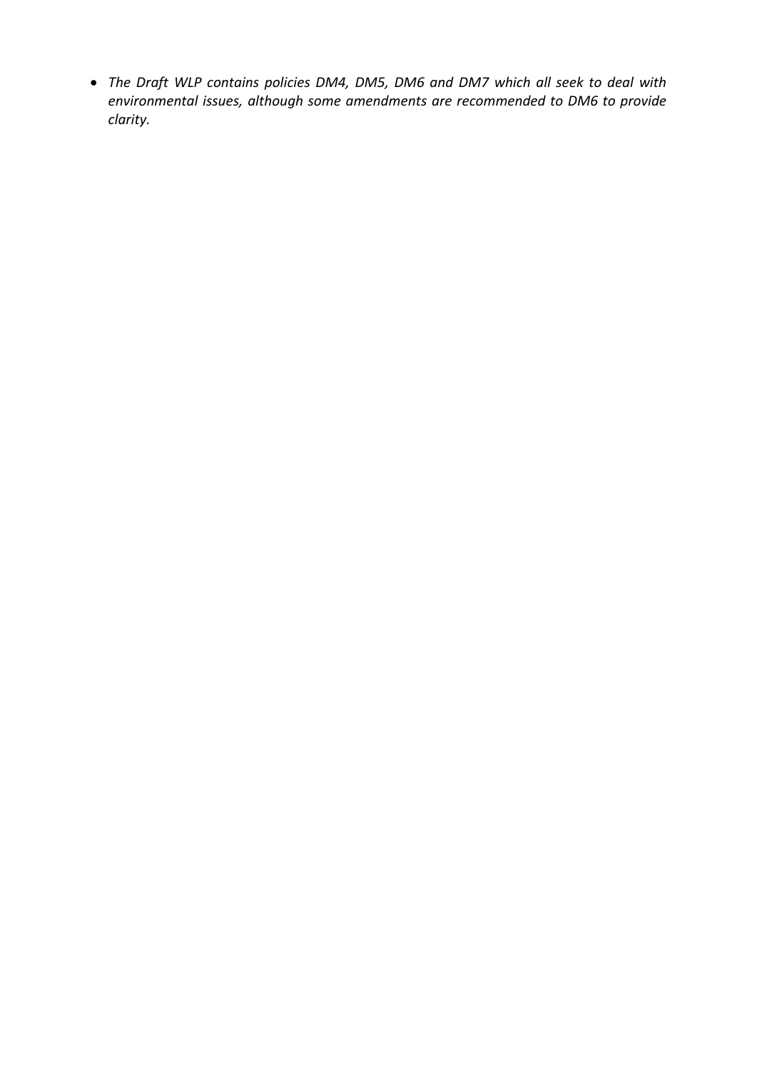- *The Draft WLP contains policies DM4, DM5, DM6 and DM7 which all seek to deal with environmental issues, although some amendments are recommended to DM6 to provide clarity.*